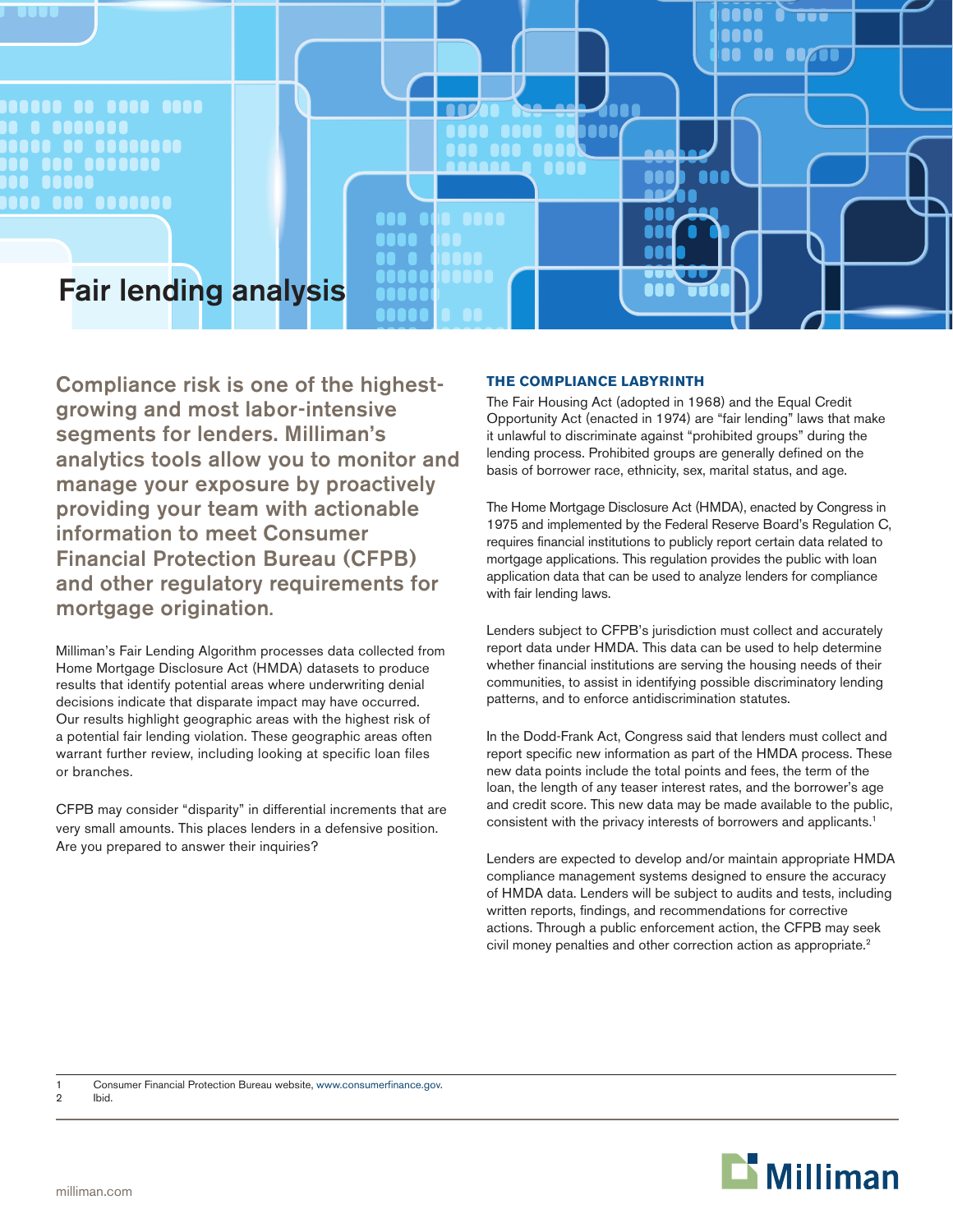# Fair lending analysis

**Compliance risk is one of the highest-growing and most labor-intensive segments for lenders. Milliman's analytics tools allow you to monitor and manage your exposure by proactively providing your team with actionable information to meet Consumer Financial Protection Bureau (CFPB) and other regulatory requirements for mortgage origination.**

Milliman's Fair Lending Algorithm processes data collected from Home Mortgage Disclosure Act (HMDA) datasets to produce results that identify potential areas where underwriting denial decisions indicate that disparate impact may have occurred. Our results highlight geographic areas with the highest risk of a potential fair lending violation. These geographic areas often warrant further review, including looking at specific loan files or branches.

CFPB may consider "disparity" in differential increments that are very small amounts. This places lenders in a defensive position. Are you prepared to answer their inquiries?

## THE COMPLIANCE LABYRINTH

The Fair Housing Act (adopted in 1968) and the Equal Credit Opportunity Act (enacted in 1974) are "fair lending" laws that make it unlawful to discriminate against "prohibited groups" during the lending process. Prohibited groups are generally defined on the basis of borrower race, ethnicity, sex, marital status, and age.

The Home Mortgage Disclosure Act (HMDA), enacted by Congress in 1975 and implemented by the Federal Reserve Board's Regulation C, requires financial institutions to publicly report certain data related to mortgage applications. This regulation provides the public with loan application data that can be used to analyze lenders for compliance with fair lending laws.

Lenders subject to CFPB's jurisdiction must collect and accurately report data under HMDA. This data can be used to help determine whether financial institutions are serving the housing needs of their communities, to assist in identifying possible discriminatory lending patterns, and to enforce antidiscrimination statutes.

In the Dodd-Frank Act, Congress said that lenders must collect and report specific new information as part of the HMDA process. These new data points include the total points and fees, the term of the loan, the length of any teaser interest rates, and the borrower's age and credit score. This new data may be made available to the public, consistent with the privacy interests of borrowers and applicants.[1]

Lenders are expected to develop and/or maintain appropriate HMDA compliance management systems designed to ensure the accuracy of HMDA data. Lenders will be subject to audits and tests, including written reports, findings, and recommendations for corrective actions. Through a public enforcement action, the CFPB may seek civil money penalties and other correction action as appropriate.[2]

---

1 Consumer Financial Protection Bureau website, www.consumerfinance.gov.

2 Ibid.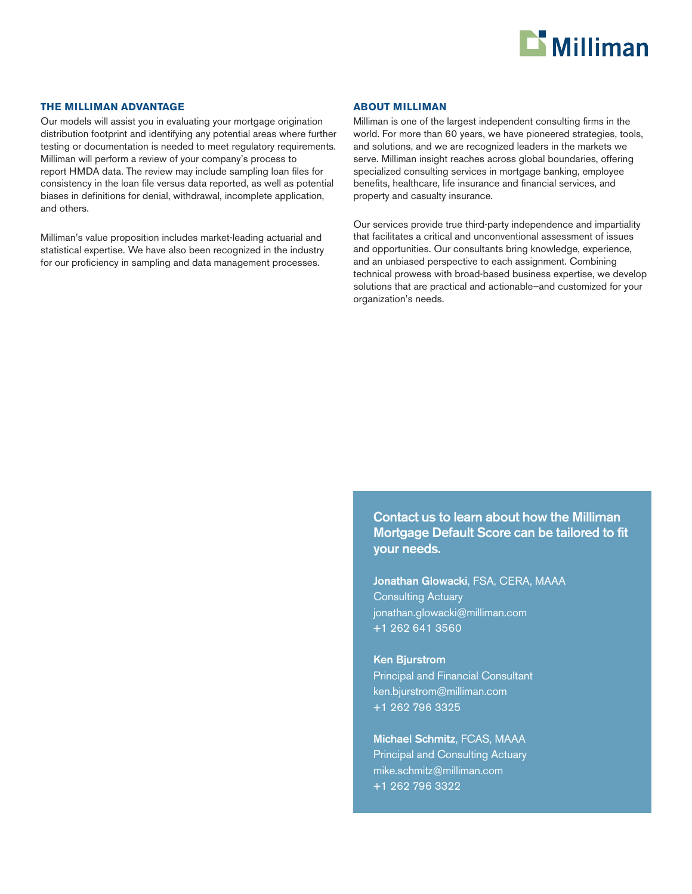## THE MILLIMAN ADVANTAGE

Our models will assist you in evaluating your mortgage origination distribution footprint and identifying any potential areas where further testing or documentation is needed to meet regulatory requirements. Milliman will perform a review of your company's process to report HMDA data. The review may include sampling loan files for consistency in the loan file versus data reported, as well as potential biases in definitions for denial, withdrawal, incomplete application, and others.

Milliman's value proposition includes market-leading actuarial and statistical expertise. We have also been recognized in the industry for our proficiency in sampling and data management processes.

## ABOUT MILLIMAN

Milliman is one of the largest independent consulting firms in the world. For more than 60 years, we have pioneered strategies, tools, and solutions, and we are recognized leaders in the markets we serve. Milliman insight reaches across global boundaries, offering specialized consulting services in mortgage banking, employee benefits, healthcare, life insurance and financial services, and property and casualty insurance.

Our services provide true third-party independence and impartiality that facilitates a critical and unconventional assessment of issues and opportunities. Our consultants bring knowledge, experience, and an unbiased perspective to each assignment. Combining technical prowess with broad-based business expertise, we develop solutions that are practical and actionable–and customized for your organization's needs.

**Contact us to learn about how the Milliman Mortgage Default Score can be tailored to fit your needs.**

**Jonathan Glowacki**, FSA, CERA, MAAA
Consulting Actuary
jonathan.glowacki@milliman.com
+1 262 641 3560

**Ken Bjurstrom**
Principal and Financial Consultant
ken.bjurstrom@milliman.com
+1 262 796 3325

**Michael Schmitz**, FCAS, MAAA
Principal and Consulting Actuary
mike.schmitz@milliman.com
+1 262 796 3322